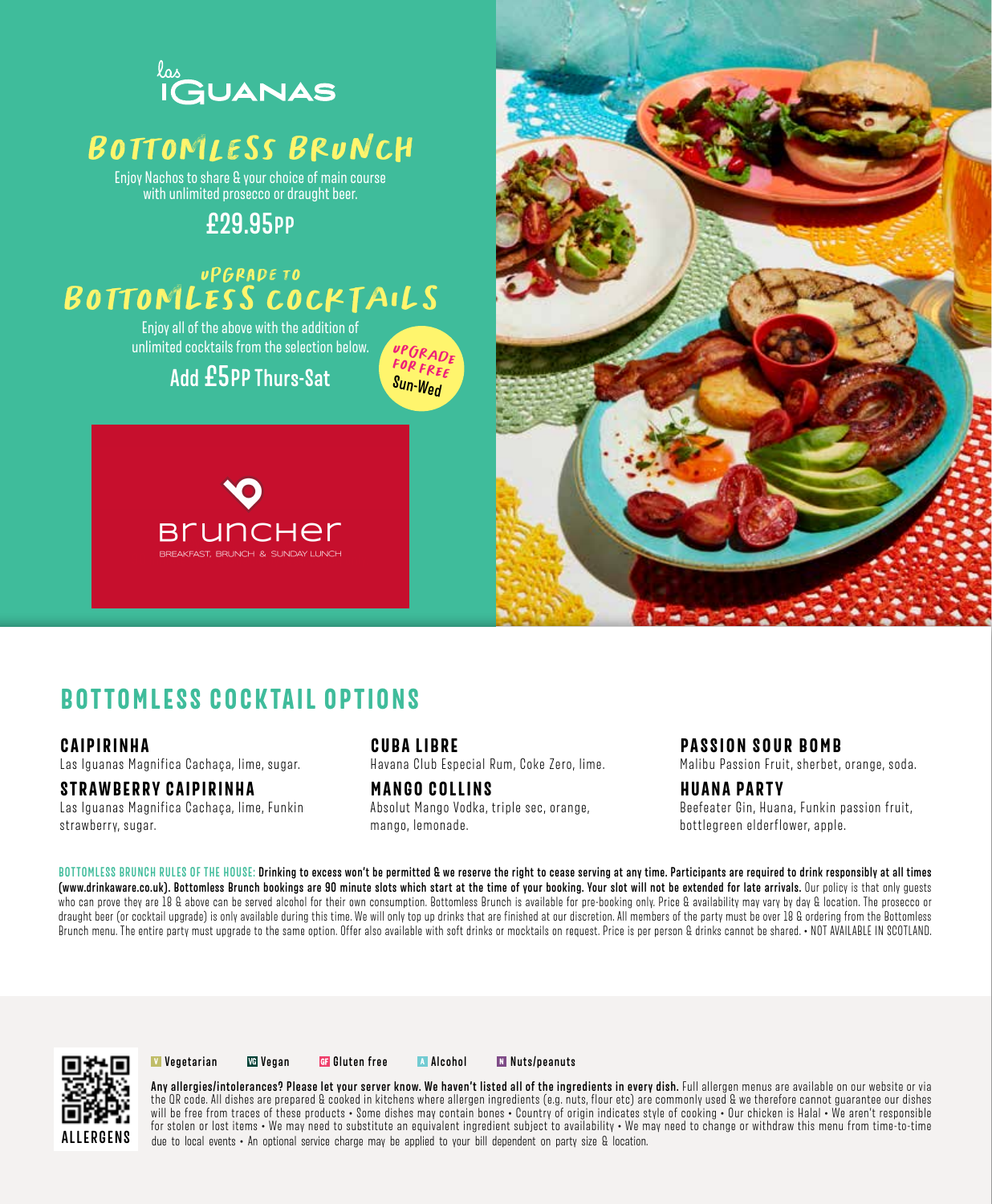las IGUANAS

# BOTTOMLESS BRUNCH

Enjoy Nachos to share & your choice of main course with unlimited prosecco or draught beer.

**£29.95PP**

## UPGRADE TO BOTTOMLESS COCKTAILS

Enjoy all of the above with the addition of unlimited cocktails from the selection below.

**Add £5PP Thurs-Sat**

UPGRADE FOR FREE Sun-Wed

Bruncher
BREAKFAST, BRUNCH & SUNDAY LUNCH

## BOTTOMLESS COCKTAIL OPTIONS

**CAIPIRINHA**
Las Iguanas Magnifica Cachaça, lime, sugar.

**STRAWBERRY CAIPIRINHA**
Las Iguanas Magnifica Cachaça, lime, Funkin strawberry, sugar.

**CUBA LIBRE**
Havana Club Especial Rum, Coke Zero, lime.

**MANGO COLLINS**
Absolut Mango Vodka, triple sec, orange, mango, lemonade.

**PASSION SOUR BOMB**
Malibu Passion Fruit, sherbet, orange, soda.

**HUANA PARTY**
Beefeater Gin, Huana, Funkin passion fruit, bottlegreen elderflower, apple.

BOTTOMLESS BRUNCH RULES OF THE HOUSE: **Drinking to excess won't be permitted & we reserve the right to cease serving at any time. Participants are required to drink responsibly at all times (www.drinkaware.co.uk). Bottomless Brunch bookings are 90 minute slots which start at the time of your booking. Your slot will not be extended for late arrivals.** Our policy is that only guests who can prove they are 18 & above can be served alcohol for their own consumption. Bottomless Brunch is available for pre-booking only. Price & availability may vary by day & location. The prosecco or draught beer (or cocktail upgrade) is only available during this time. We will only top up drinks that are finished at our discretion. All members of the party must be over 18 & ordering from the Bottomless Brunch menu. The entire party must upgrade to the same option. Offer also available with soft drinks or mocktails on request. Price is per person & drinks cannot be shared. • NOT AVAILABLE IN SCOTLAND.

ALLERGENS

**V** Vegetarian **VG** Vegan **GF** Gluten free **A** Alcohol **N** Nuts/peanuts

**Any allergies/intolerances? Please let your server know. We haven't listed all of the ingredients in every dish.** Full allergen menus are available on our website or via the QR code. All dishes are prepared & cooked in kitchens where allergen ingredients (e.g. nuts, flour etc) are commonly used & we therefore cannot guarantee our dishes will be free from traces of these products • Some dishes may contain bones • Country of origin indicates style of cooking • Our chicken is Halal • We aren't responsible for stolen or lost items • We may need to substitute an equivalent ingredient subject to availability • We may need to change or withdraw this menu from time-to-time due to local events • An optional service charge may be applied to your bill dependent on party size & location.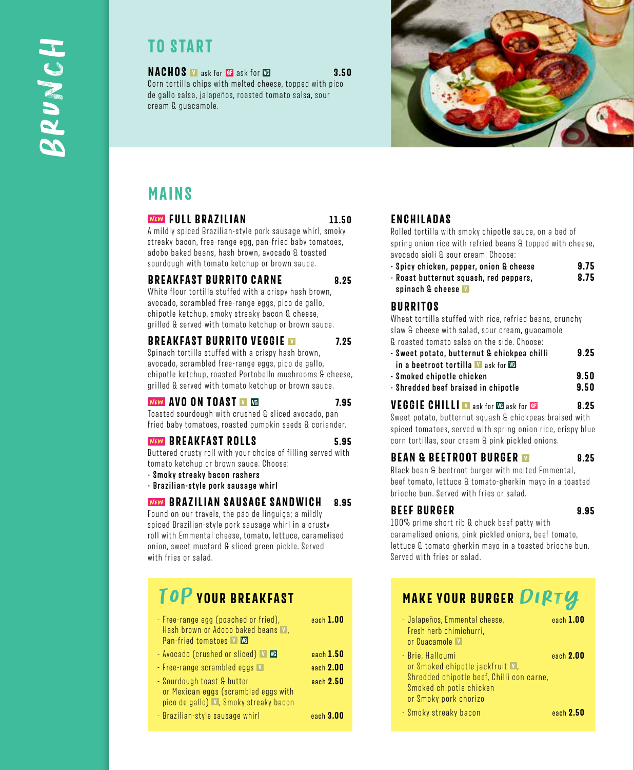# BRUNCH

## TO START

**NACHOS** V ask for GF ask for VG — **3.50**
Corn tortilla chips with melted cheese, topped with pico de gallo salsa, jalapeños, roasted tomato salsa, sour cream & guacamole.

## MAINS

**NEW FULL BRAZILIAN** — **11.50**
A mildly spiced Brazilian-style pork sausage whirl, smoky streaky bacon, free-range egg, pan-fried baby tomatoes, adobo baked beans, hash brown, avocado & toasted sourdough with tomato ketchup or brown sauce.

**BREAKFAST BURRITO CARNE** — **8.25**
White flour tortilla stuffed with a crispy hash brown, avocado, scrambled free-range eggs, pico de gallo, chipotle ketchup, smoky streaky bacon & cheese, grilled & served with tomato ketchup or brown sauce.

**BREAKFAST BURRITO VEGGIE** V — **7.25**
Spinach tortilla stuffed with a crispy hash brown, avocado, scrambled free-range eggs, pico de gallo, chipotle ketchup, roasted Portobello mushrooms & cheese, grilled & served with tomato ketchup or brown sauce.

**NEW AVO ON TOAST** V VG — **7.95**
Toasted sourdough with crushed & sliced avocado, pan fried baby tomatoes, roasted pumpkin seeds & coriander.

**NEW BREAKFAST ROLLS** — **5.95**
Buttered crusty roll with your choice of filling served with tomato ketchup or brown sauce. Choose:
- Smoky streaky bacon rashers
- Brazilian-style pork sausage whirl

**NEW BRAZILIAN SAUSAGE SANDWICH** — **8.95**
Found on our travels, the pão de linguiça; a mildly spiced Brazilian-style pork sausage whirl in a crusty roll with Emmental cheese, tomato, lettuce, caramelised onion, sweet mustard & sliced green pickle. Served with fries or salad.

**ENCHILADAS**
Rolled tortilla with smoky chipotle sauce, on a bed of spring onion rice with refried beans & topped with cheese, avocado aioli & sour cream. Choose:
- Spicy chicken, pepper, onion & cheese — **9.75**
- Roast butternut squash, red peppers, spinach & cheese V — **8.75**

**BURRITOS**
Wheat tortilla stuffed with rice, refried beans, crunchy slaw & cheese with salad, sour cream, guacamole & roasted tomato salsa on the side. Choose:
- Sweet potato, butternut & chickpea chilli in a beetroot tortilla V ask for VG — **9.25**
- Smoked chipotle chicken — **9.50**
- Shredded beef braised in chipotle — **9.50**

**VEGGIE CHILLI** V ask for VG ask for GF — **8.25**
Sweet potato, butternut squash & chickpeas braised with spiced tomatoes, served with spring onion rice, crispy blue corn tortillas, sour cream & pink pickled onions.

**BEAN & BEETROOT BURGER** V — **8.25**
Black bean & beetroot burger with melted Emmental, beef tomato, lettuce & tomato-gherkin mayo in a toasted brioche bun. Served with fries or salad.

**BEEF BURGER** — **9.95**
100% prime short rib & chuck beef patty with caramelised onions, pink pickled onions, beef tomato, lettuce & tomato-gherkin mayo in a toasted brioche bun. Served with fries or salad.

### TOP YOUR BREAKFAST

- Free-range egg (poached or fried), Hash brown or Adobo baked beans V, Pan-fried tomatoes V VG — each **1.00**
- Avocado (crushed or sliced) V VG — each **1.50**
- Free-range scrambled eggs V — each **2.00**
- Sourdough toast & butter or Mexican eggs (scrambled eggs with pico de gallo) V, Smoky streaky bacon — each **2.50**
- Brazilian-style sausage whirl — each **3.00**

### MAKE YOUR BURGER DIRTY

- Jalapeños, Emmental cheese, Fresh herb chimichurri, or Guacamole V — each **1.00**
- Brie, Halloumi or Smoked chipotle jackfruit V, Shredded chipotle beef, Chilli con carne, Smoked chipotle chicken or Smoky pork chorizo — each **2.00**
- Smoky streaky bacon — each **2.50**